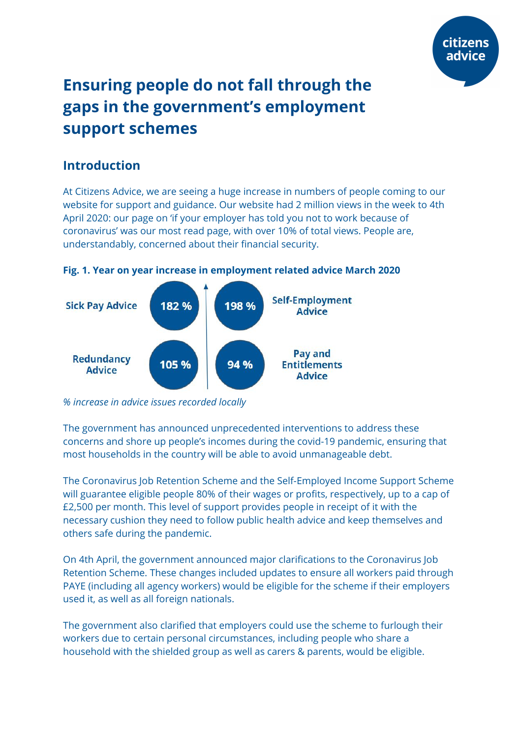# Ensuring people do not fall through the gaps in the government's employment support schemes

## Introduction

At Citizens Advice, we are seeing a huge increase in numbers of people coming to our website for support and guidance. Our website had 2 million views in the week to 4th April 2020: our page on 'if your employer has told you not to work because of coronavirus' was our most read page, with over 10% of total views. People are, understandably, concerned about their financial security.

**Fig. 1. Year on year increase in employment related advice March 2020**

| Advice area | % increase |
| --- | --- |
| Sick Pay Advice | 182 % |
| Self-Employment Advice | 198 % |
| Redundancy Advice | 105 % |
| Pay and Entitlements Advice | 94 % |

*% increase in advice issues recorded locally*

The government has announced unprecedented interventions to address these concerns and shore up people's incomes during the covid-19 pandemic, ensuring that most households in the country will be able to avoid unmanageable debt.

The Coronavirus Job Retention Scheme and the Self-Employed Income Support Scheme will guarantee eligible people 80% of their wages or profits, respectively, up to a cap of £2,500 per month. This level of support provides people in receipt of it with the necessary cushion they need to follow public health advice and keep themselves and others safe during the pandemic.

On 4th April, the government announced major clarifications to the Coronavirus Job Retention Scheme. These changes included updates to ensure all workers paid through PAYE (including all agency workers) would be eligible for the scheme if their employers used it, as well as all foreign nationals.

The government also clarified that employers could use the scheme to furlough their workers due to certain personal circumstances, including people who share a household with the shielded group as well as carers & parents, would be eligible.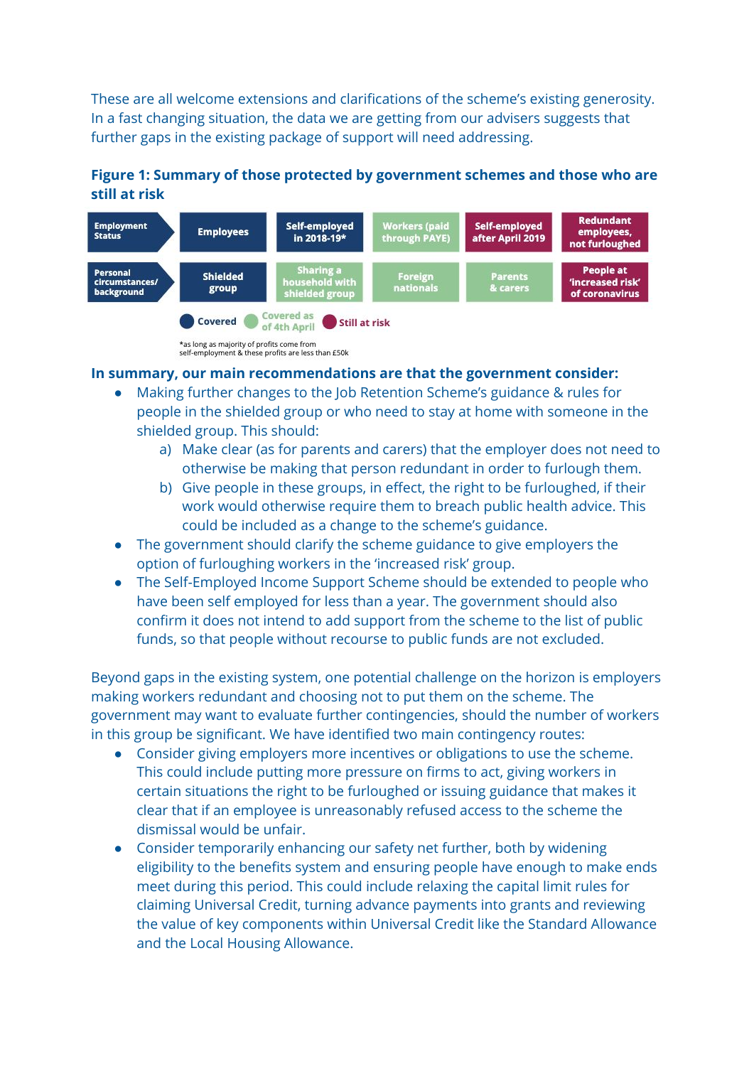These are all welcome extensions and clarifications of the scheme's existing generosity. In a fast changing situation, the data we are getting from our advisers suggests that further gaps in the existing package of support will need addressing.

**Figure 1: Summary of those protected by government schemes and those who are still at risk**

| Employment Status | Employees | Self-employed in 2018-19* | Workers (paid through PAYE) | Self-employed after April 2019 | Redundant employees, not furloughed |
|---|---|---|---|---|---|
| Personal circumstances/ background | Shielded group | Sharing a household with shielded group | Foreign nationals | Parents & carers | People at 'increased risk' of coronavirus |

Covered | Covered as of 4th April | Still at risk

*as long as majority of profits come from self-employment & these profits are less than £50k

**In summary, our main recommendations are that the government consider:**

- Making further changes to the Job Retention Scheme's guidance & rules for people in the shielded group or who need to stay at home with someone in the shielded group. This should:
  a) Make clear (as for parents and carers) that the employer does not need to otherwise be making that person redundant in order to furlough them.
  b) Give people in these groups, in effect, the right to be furloughed, if their work would otherwise require them to breach public health advice. This could be included as a change to the scheme's guidance.
- The government should clarify the scheme guidance to give employers the option of furloughing workers in the 'increased risk' group.
- The Self-Employed Income Support Scheme should be extended to people who have been self employed for less than a year. The government should also confirm it does not intend to add support from the scheme to the list of public funds, so that people without recourse to public funds are not excluded.

Beyond gaps in the existing system, one potential challenge on the horizon is employers making workers redundant and choosing not to put them on the scheme. The government may want to evaluate further contingencies, should the number of workers in this group be significant. We have identified two main contingency routes:

- Consider giving employers more incentives or obligations to use the scheme. This could include putting more pressure on firms to act, giving workers in certain situations the right to be furloughed or issuing guidance that makes it clear that if an employee is unreasonably refused access to the scheme the dismissal would be unfair.
- Consider temporarily enhancing our safety net further, both by widening eligibility to the benefits system and ensuring people have enough to make ends meet during this period. This could include relaxing the capital limit rules for claiming Universal Credit, turning advance payments into grants and reviewing the value of key components within Universal Credit like the Standard Allowance and the Local Housing Allowance.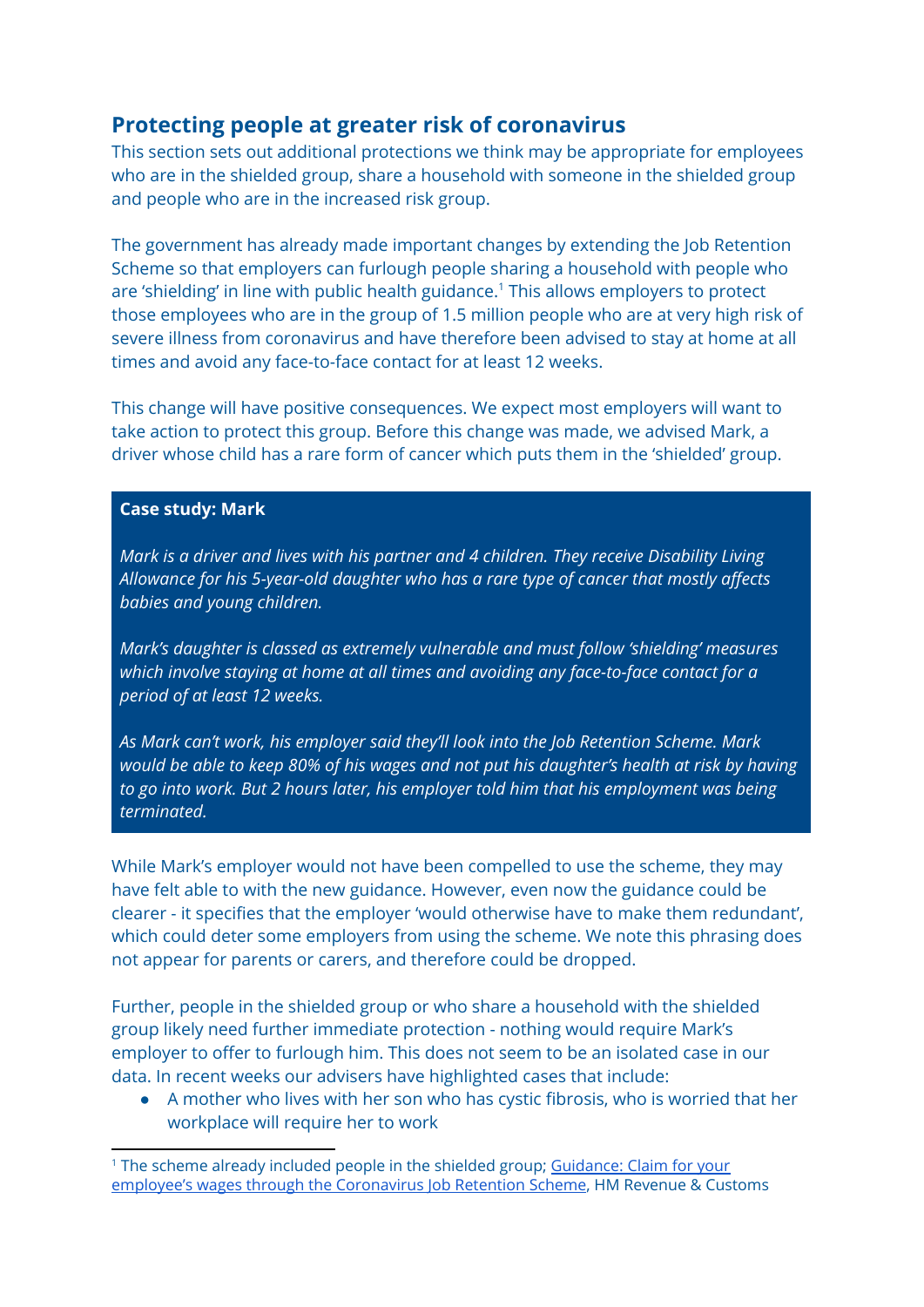## Protecting people at greater risk of coronavirus

This section sets out additional protections we think may be appropriate for employees who are in the shielded group, share a household with someone in the shielded group and people who are in the increased risk group.

The government has already made important changes by extending the Job Retention Scheme so that employers can furlough people sharing a household with people who are 'shielding' in line with public health guidance.[1] This allows employers to protect those employees who are in the group of 1.5 million people who are at very high risk of severe illness from coronavirus and have therefore been advised to stay at home at all times and avoid any face-to-face contact for at least 12 weeks.

This change will have positive consequences. We expect most employers will want to take action to protect this group. Before this change was made, we advised Mark, a driver whose child has a rare form of cancer which puts them in the 'shielded' group.

> **Case study: Mark**
>
> *Mark is a driver and lives with his partner and 4 children. They receive Disability Living Allowance for his 5-year-old daughter who has a rare type of cancer that mostly affects babies and young children.*
>
> *Mark's daughter is classed as extremely vulnerable and must follow 'shielding' measures which involve staying at home at all times and avoiding any face-to-face contact for a period of at least 12 weeks.*
>
> *As Mark can't work, his employer said they'll look into the Job Retention Scheme. Mark would be able to keep 80% of his wages and not put his daughter's health at risk by having to go into work. But 2 hours later, his employer told him that his employment was being terminated.*

While Mark's employer would not have been compelled to use the scheme, they may have felt able to with the new guidance. However, even now the guidance could be clearer - it specifies that the employer 'would otherwise have to make them redundant', which could deter some employers from using the scheme. We note this phrasing does not appear for parents or carers, and therefore could be dropped.

Further, people in the shielded group or who share a household with the shielded group likely need further immediate protection - nothing would require Mark's employer to offer to furlough him. This does not seem to be an isolated case in our data. In recent weeks our advisers have highlighted cases that include:

- A mother who lives with her son who has cystic fibrosis, who is worried that her workplace will require her to work

[1] The scheme already included people in the shielded group; Guidance: Claim for your employee's wages through the Coronavirus Job Retention Scheme, HM Revenue & Customs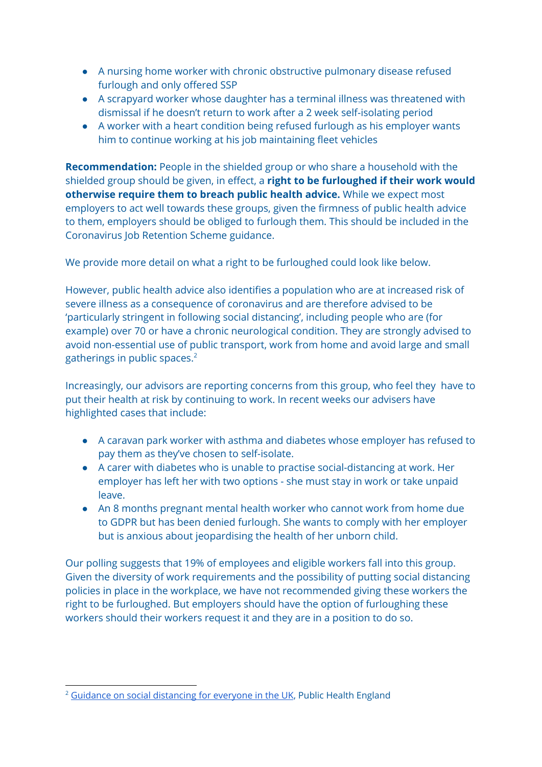- A nursing home worker with chronic obstructive pulmonary disease refused furlough and only offered SSP
- A scrapyard worker whose daughter has a terminal illness was threatened with dismissal if he doesn't return to work after a 2 week self-isolating period
- A worker with a heart condition being refused furlough as his employer wants him to continue working at his job maintaining fleet vehicles

**Recommendation:** People in the shielded group or who share a household with the shielded group should be given, in effect, a **right to be furloughed if their work would otherwise require them to breach public health advice.** While we expect most employers to act well towards these groups, given the firmness of public health advice to them, employers should be obliged to furlough them. This should be included in the Coronavirus Job Retention Scheme guidance.

We provide more detail on what a right to be furloughed could look like below.

However, public health advice also identifies a population who are at increased risk of severe illness as a consequence of coronavirus and are therefore advised to be 'particularly stringent in following social distancing', including people who are (for example) over 70 or have a chronic neurological condition. They are strongly advised to avoid non-essential use of public transport, work from home and avoid large and small gatherings in public spaces.[2]

Increasingly, our advisors are reporting concerns from this group, who feel they have to put their health at risk by continuing to work. In recent weeks our advisers have highlighted cases that include:

- A caravan park worker with asthma and diabetes whose employer has refused to pay them as they've chosen to self-isolate.
- A carer with diabetes who is unable to practise social-distancing at work. Her employer has left her with two options - she must stay in work or take unpaid leave.
- An 8 months pregnant mental health worker who cannot work from home due to GDPR but has been denied furlough. She wants to comply with her employer but is anxious about jeopardising the health of her unborn child.

Our polling suggests that 19% of employees and eligible workers fall into this group. Given the diversity of work requirements and the possibility of putting social distancing policies in place in the workplace, we have not recommended giving these workers the right to be furloughed. But employers should have the option of furloughing these workers should their workers request it and they are in a position to do so.

---

[2] Guidance on social distancing for everyone in the UK, Public Health England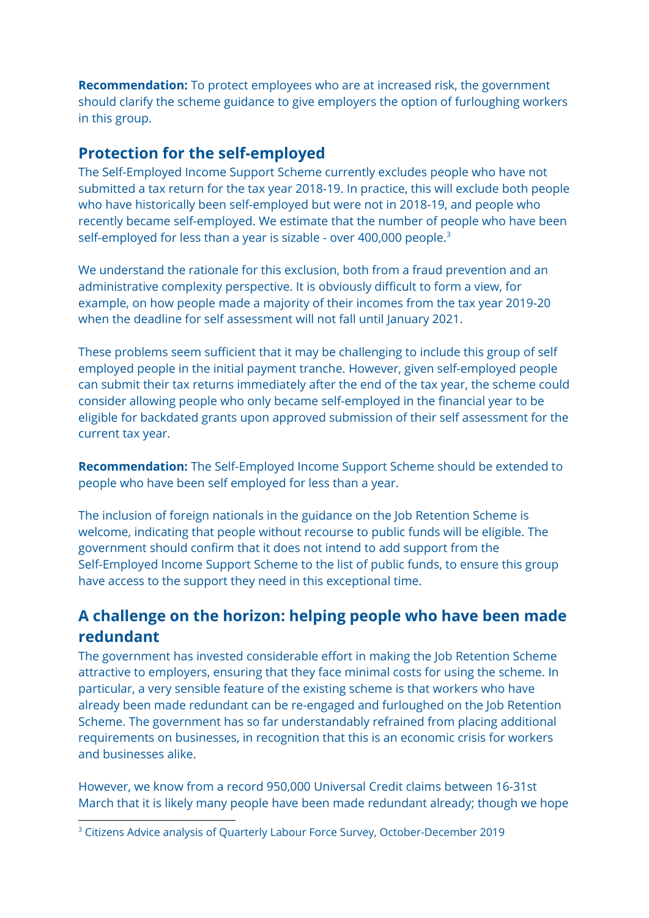**Recommendation:** To protect employees who are at increased risk, the government should clarify the scheme guidance to give employers the option of furloughing workers in this group.

## Protection for the self-employed

The Self-Employed Income Support Scheme currently excludes people who have not submitted a tax return for the tax year 2018-19. In practice, this will exclude both people who have historically been self-employed but were not in 2018-19, and people who recently became self-employed. We estimate that the number of people who have been self-employed for less than a year is sizable - over 400,000 people.[3]

We understand the rationale for this exclusion, both from a fraud prevention and an administrative complexity perspective. It is obviously difficult to form a view, for example, on how people made a majority of their incomes from the tax year 2019-20 when the deadline for self assessment will not fall until January 2021.

These problems seem sufficient that it may be challenging to include this group of self employed people in the initial payment tranche. However, given self-employed people can submit their tax returns immediately after the end of the tax year, the scheme could consider allowing people who only became self-employed in the financial year to be eligible for backdated grants upon approved submission of their self assessment for the current tax year.

**Recommendation:** The Self-Employed Income Support Scheme should be extended to people who have been self employed for less than a year.

The inclusion of foreign nationals in the guidance on the Job Retention Scheme is welcome, indicating that people without recourse to public funds will be eligible. The government should confirm that it does not intend to add support from the Self-Employed Income Support Scheme to the list of public funds, to ensure this group have access to the support they need in this exceptional time.

## A challenge on the horizon: helping people who have been made redundant

The government has invested considerable effort in making the Job Retention Scheme attractive to employers, ensuring that they face minimal costs for using the scheme. In particular, a very sensible feature of the existing scheme is that workers who have already been made redundant can be re-engaged and furloughed on the Job Retention Scheme. The government has so far understandably refrained from placing additional requirements on businesses, in recognition that this is an economic crisis for workers and businesses alike.

However, we know from a record 950,000 Universal Credit claims between 16-31st March that it is likely many people have been made redundant already; though we hope

[3] Citizens Advice analysis of Quarterly Labour Force Survey, October-December 2019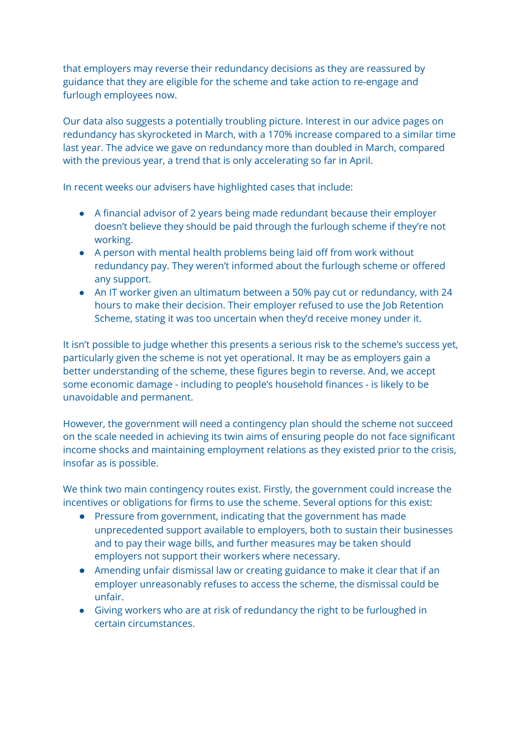that employers may reverse their redundancy decisions as they are reassured by guidance that they are eligible for the scheme and take action to re-engage and furlough employees now.

Our data also suggests a potentially troubling picture. Interest in our advice pages on redundancy has skyrocketed in March, with a 170% increase compared to a similar time last year. The advice we gave on redundancy more than doubled in March, compared with the previous year, a trend that is only accelerating so far in April.

In recent weeks our advisers have highlighted cases that include:

- A financial advisor of 2 years being made redundant because their employer doesn't believe they should be paid through the furlough scheme if they're not working.
- A person with mental health problems being laid off from work without redundancy pay. They weren't informed about the furlough scheme or offered any support.
- An IT worker given an ultimatum between a 50% pay cut or redundancy, with 24 hours to make their decision. Their employer refused to use the Job Retention Scheme, stating it was too uncertain when they'd receive money under it.

It isn't possible to judge whether this presents a serious risk to the scheme's success yet, particularly given the scheme is not yet operational. It may be as employers gain a better understanding of the scheme, these figures begin to reverse. And, we accept some economic damage - including to people's household finances - is likely to be unavoidable and permanent.

However, the government will need a contingency plan should the scheme not succeed on the scale needed in achieving its twin aims of ensuring people do not face significant income shocks and maintaining employment relations as they existed prior to the crisis, insofar as is possible.

We think two main contingency routes exist. Firstly, the government could increase the incentives or obligations for firms to use the scheme. Several options for this exist:

- Pressure from government, indicating that the government has made unprecedented support available to employers, both to sustain their businesses and to pay their wage bills, and further measures may be taken should employers not support their workers where necessary.
- Amending unfair dismissal law or creating guidance to make it clear that if an employer unreasonably refuses to access the scheme, the dismissal could be unfair.
- Giving workers who are at risk of redundancy the right to be furloughed in certain circumstances.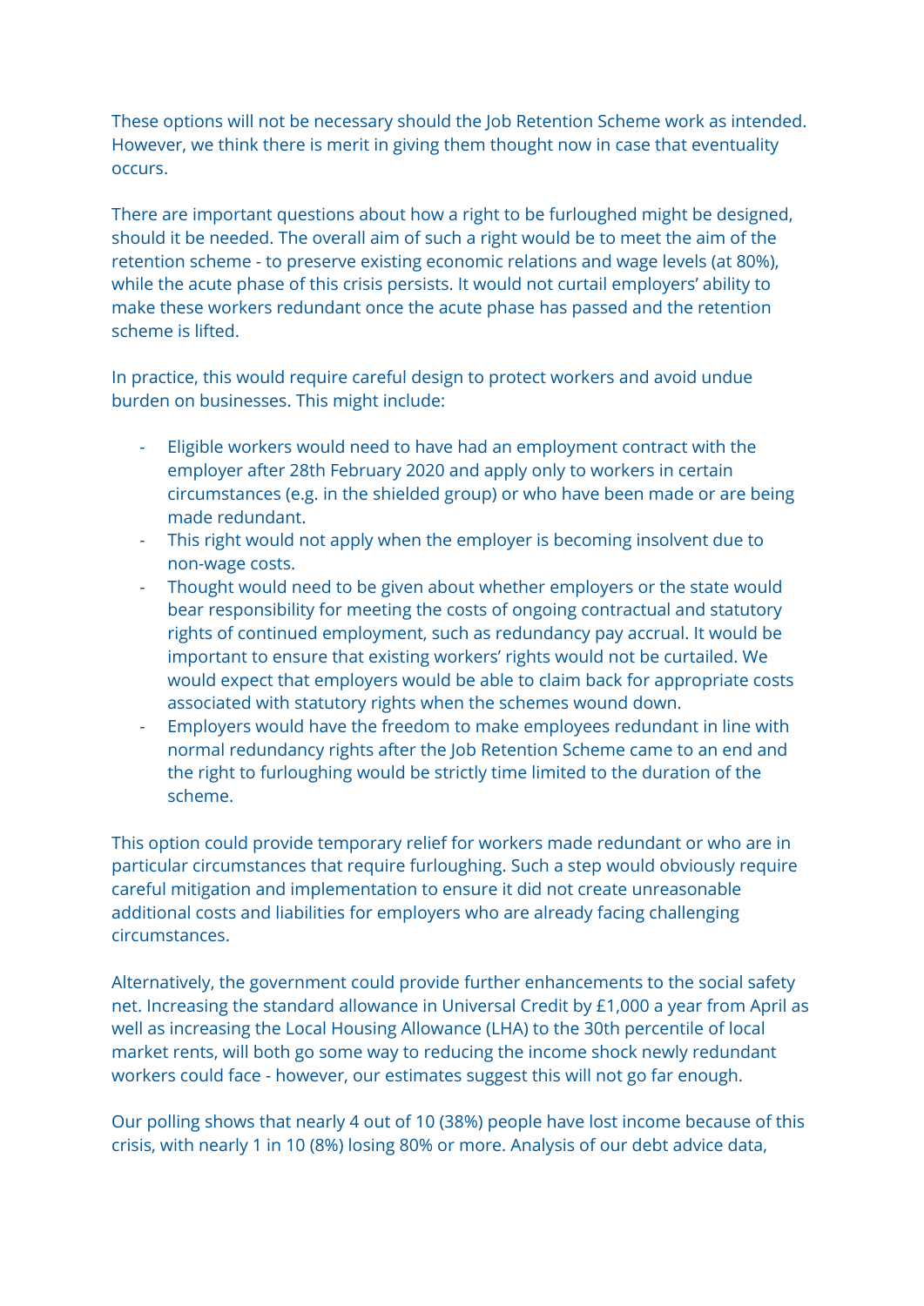These options will not be necessary should the Job Retention Scheme work as intended. However, we think there is merit in giving them thought now in case that eventuality occurs.

There are important questions about how a right to be furloughed might be designed, should it be needed. The overall aim of such a right would be to meet the aim of the retention scheme - to preserve existing economic relations and wage levels (at 80%), while the acute phase of this crisis persists. It would not curtail employers' ability to make these workers redundant once the acute phase has passed and the retention scheme is lifted.

In practice, this would require careful design to protect workers and avoid undue burden on businesses. This might include:

- Eligible workers would need to have had an employment contract with the employer after 28th February 2020 and apply only to workers in certain circumstances (e.g. in the shielded group) or who have been made or are being made redundant.
- This right would not apply when the employer is becoming insolvent due to non-wage costs.
- Thought would need to be given about whether employers or the state would bear responsibility for meeting the costs of ongoing contractual and statutory rights of continued employment, such as redundancy pay accrual. It would be important to ensure that existing workers' rights would not be curtailed. We would expect that employers would be able to claim back for appropriate costs associated with statutory rights when the schemes wound down.
- Employers would have the freedom to make employees redundant in line with normal redundancy rights after the Job Retention Scheme came to an end and the right to furloughing would be strictly time limited to the duration of the scheme.

This option could provide temporary relief for workers made redundant or who are in particular circumstances that require furloughing. Such a step would obviously require careful mitigation and implementation to ensure it did not create unreasonable additional costs and liabilities for employers who are already facing challenging circumstances.

Alternatively, the government could provide further enhancements to the social safety net. Increasing the standard allowance in Universal Credit by £1,000 a year from April as well as increasing the Local Housing Allowance (LHA) to the 30th percentile of local market rents, will both go some way to reducing the income shock newly redundant workers could face - however, our estimates suggest this will not go far enough.

Our polling shows that nearly 4 out of 10 (38%) people have lost income because of this crisis, with nearly 1 in 10 (8%) losing 80% or more. Analysis of our debt advice data,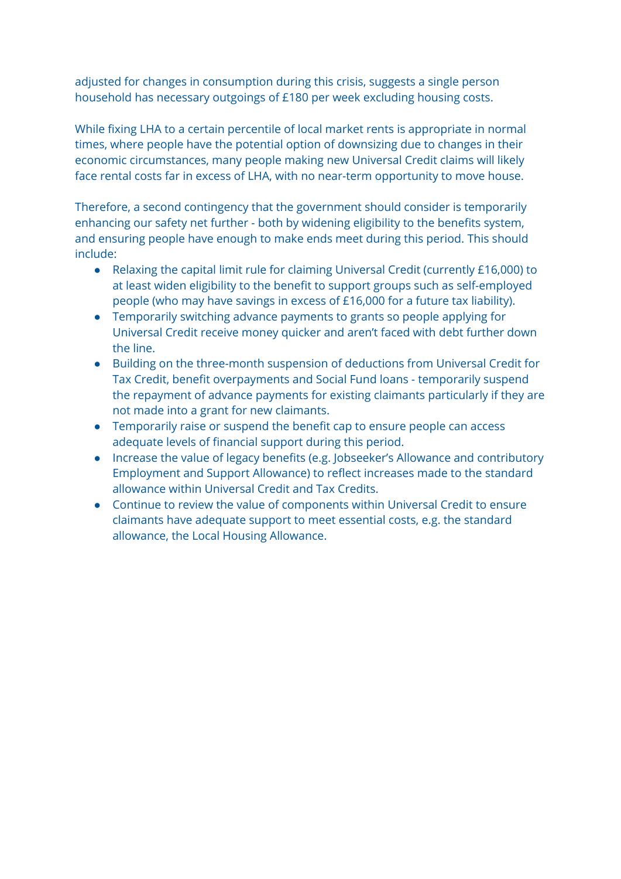adjusted for changes in consumption during this crisis, suggests a single person household has necessary outgoings of £180 per week excluding housing costs.

While fixing LHA to a certain percentile of local market rents is appropriate in normal times, where people have the potential option of downsizing due to changes in their economic circumstances, many people making new Universal Credit claims will likely face rental costs far in excess of LHA, with no near-term opportunity to move house.

Therefore, a second contingency that the government should consider is temporarily enhancing our safety net further - both by widening eligibility to the benefits system, and ensuring people have enough to make ends meet during this period. This should include:

- Relaxing the capital limit rule for claiming Universal Credit (currently £16,000) to at least widen eligibility to the benefit to support groups such as self-employed people (who may have savings in excess of £16,000 for a future tax liability).
- Temporarily switching advance payments to grants so people applying for Universal Credit receive money quicker and aren't faced with debt further down the line.
- Building on the three-month suspension of deductions from Universal Credit for Tax Credit, benefit overpayments and Social Fund loans - temporarily suspend the repayment of advance payments for existing claimants particularly if they are not made into a grant for new claimants.
- Temporarily raise or suspend the benefit cap to ensure people can access adequate levels of financial support during this period.
- Increase the value of legacy benefits (e.g. Jobseeker's Allowance and contributory Employment and Support Allowance) to reflect increases made to the standard allowance within Universal Credit and Tax Credits.
- Continue to review the value of components within Universal Credit to ensure claimants have adequate support to meet essential costs, e.g. the standard allowance, the Local Housing Allowance.